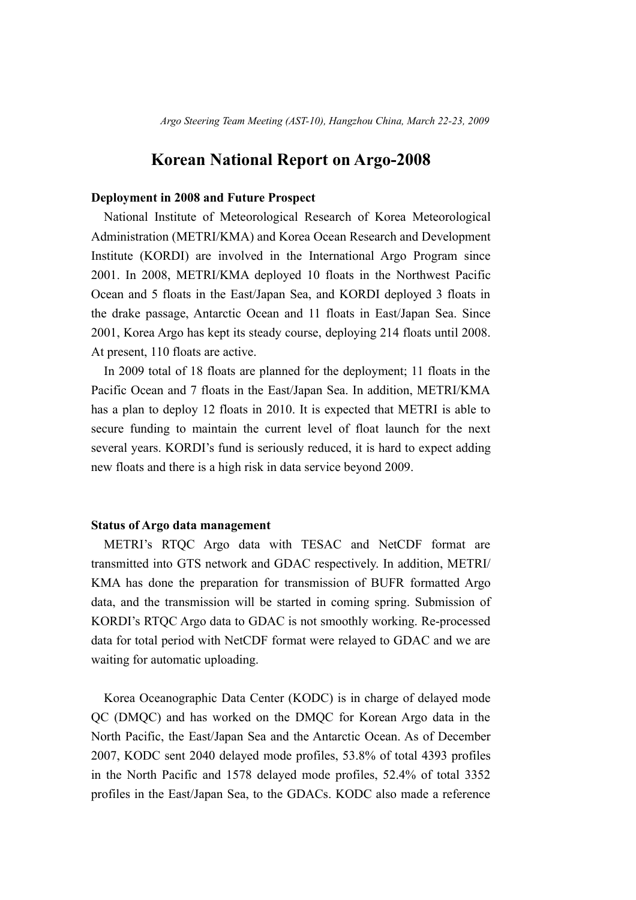# Korean National Report on Argo-2008

## Deployment in 2008 and Future Prospect

National Institute of Meteorological Research of Korea Meteorological Administration (METRI/KMA) and Korea Ocean Research and Development Institute (KORDI) are involved in the International Argo Program since 2001. In 2008, METRI/KMA deployed 10 floats in the Northwest Pacific Ocean and 5 floats in the East/Japan Sea, and KORDI deployed 3 floats in the drake passage, Antarctic Ocean and 11 floats in East/Japan Sea. Since 2001, Korea Argo has kept its steady course, deploying 214 floats until 2008. At present, 110 floats are active.

In 2009 total of 18 floats are planned for the deployment; 11 floats in the Pacific Ocean and 7 floats in the East/Japan Sea. In addition, METRI/KMA has a plan to deploy 12 floats in 2010. It is expected that METRI is able to secure funding to maintain the current level of float launch for the next several years. KORDI's fund is seriously reduced, it is hard to expect adding new floats and there is a high risk in data service beyond 2009.

## Status of Argo data management

METRI's RTQC Argo data with TESAC and NetCDF format are transmitted into GTS network and GDAC respectively. In addition, METRI/KMA has done the preparation for transmission of BUFR formatted Argo data, and the transmission will be started in coming spring. Submission of KORDI's RTQC Argo data to GDAC is not smoothly working. Re-processed data for total period with NetCDF format were relayed to GDAC and we are waiting for automatic uploading.

Korea Oceanographic Data Center (KODC) is in charge of delayed mode QC (DMQC) and has worked on the DMQC for Korean Argo data in the North Pacific, the East/Japan Sea and the Antarctic Ocean. As of December 2007, KODC sent 2040 delayed mode profiles, 53.8% of total 4393 profiles in the North Pacific and 1578 delayed mode profiles, 52.4% of total 3352 profiles in the East/Japan Sea, to the GDACs. KODC also made a reference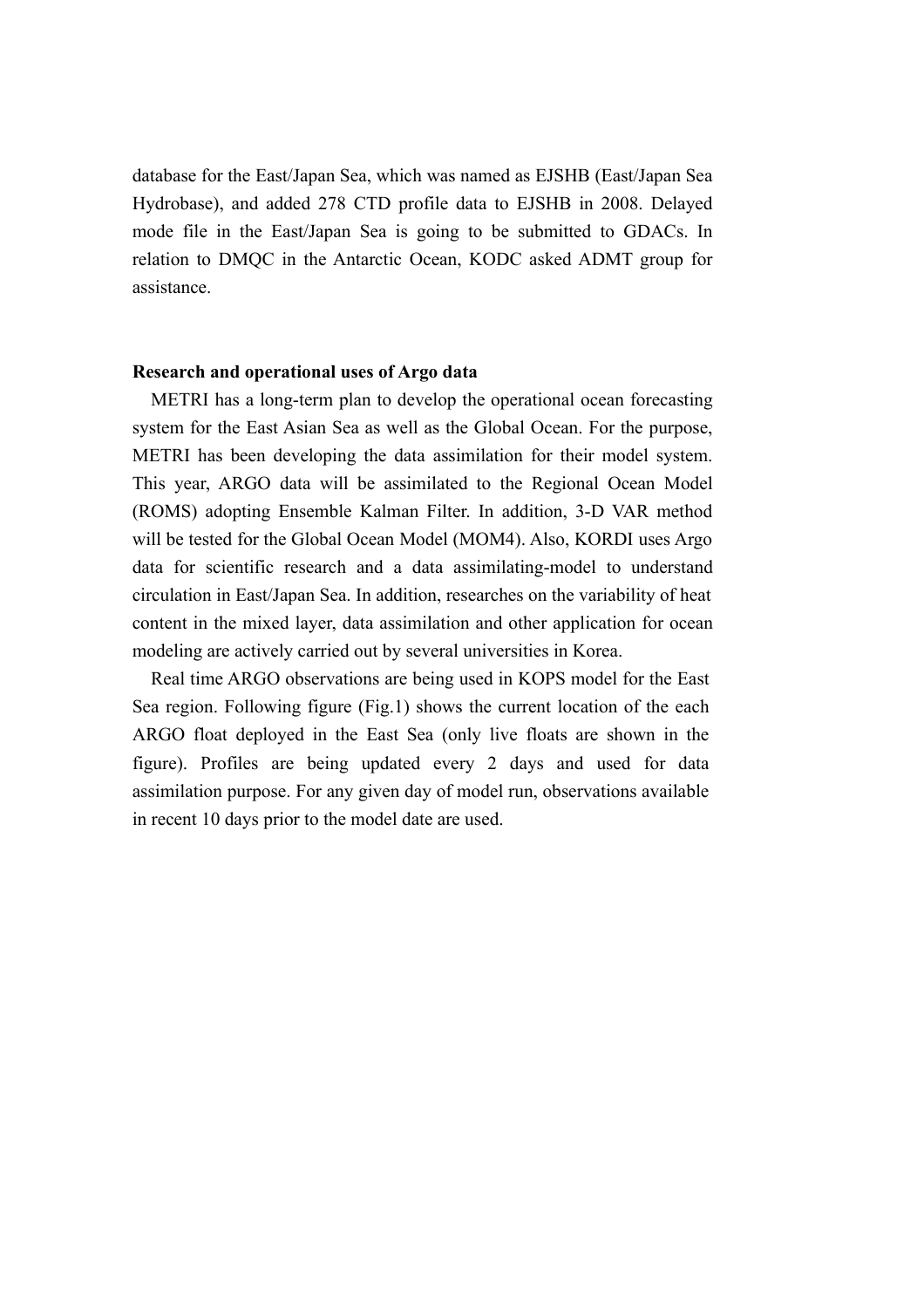database for the East/Japan Sea, which was named as EJSHB (East/Japan Sea Hydrobase), and added 278 CTD profile data to EJSHB in 2008. Delayed mode file in the East/Japan Sea is going to be submitted to GDACs. In relation to DMQC in the Antarctic Ocean, KODC asked ADMT group for assistance.

**Research and operational uses of Argo data**

METRI has a long-term plan to develop the operational ocean forecasting system for the East Asian Sea as well as the Global Ocean. For the purpose, METRI has been developing the data assimilation for their model system. This year, ARGO data will be assimilated to the Regional Ocean Model (ROMS) adopting Ensemble Kalman Filter. In addition, 3-D VAR method will be tested for the Global Ocean Model (MOM4). Also, KORDI uses Argo data for scientific research and a data assimilating-model to understand circulation in East/Japan Sea. In addition, researches on the variability of heat content in the mixed layer, data assimilation and other application for ocean modeling are actively carried out by several universities in Korea.

Real time ARGO observations are being used in KOPS model for the East Sea region. Following figure (Fig.1) shows the current location of the each ARGO float deployed in the East Sea (only live floats are shown in the figure). Profiles are being updated every 2 days and used for data assimilation purpose. For any given day of model run, observations available in recent 10 days prior to the model date are used.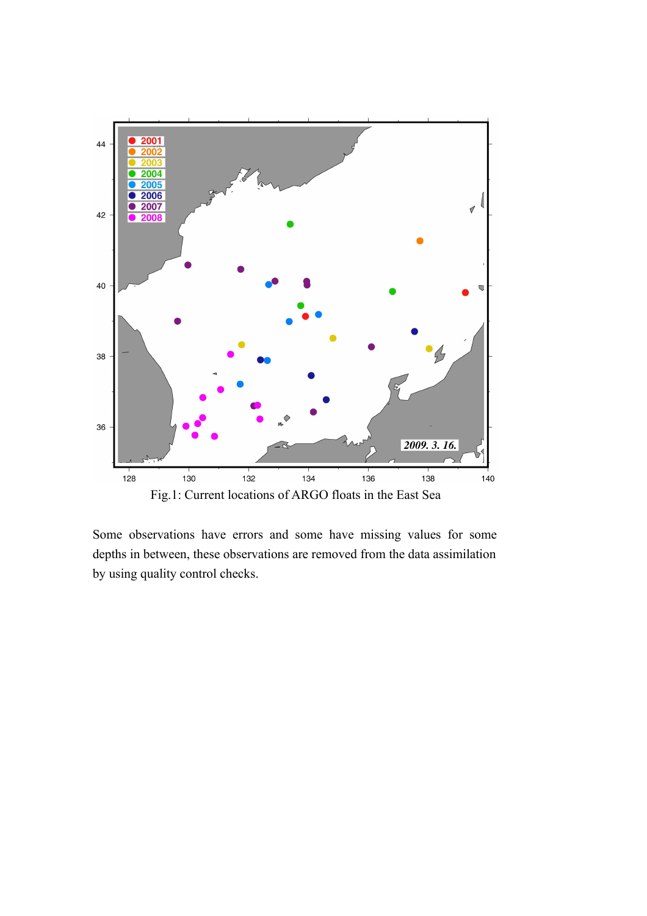Fig.1: Current locations of ARGO floats in the East Sea

Some observations have errors and some have missing values for some depths in between, these observations are removed from the data assimilation by using quality control checks.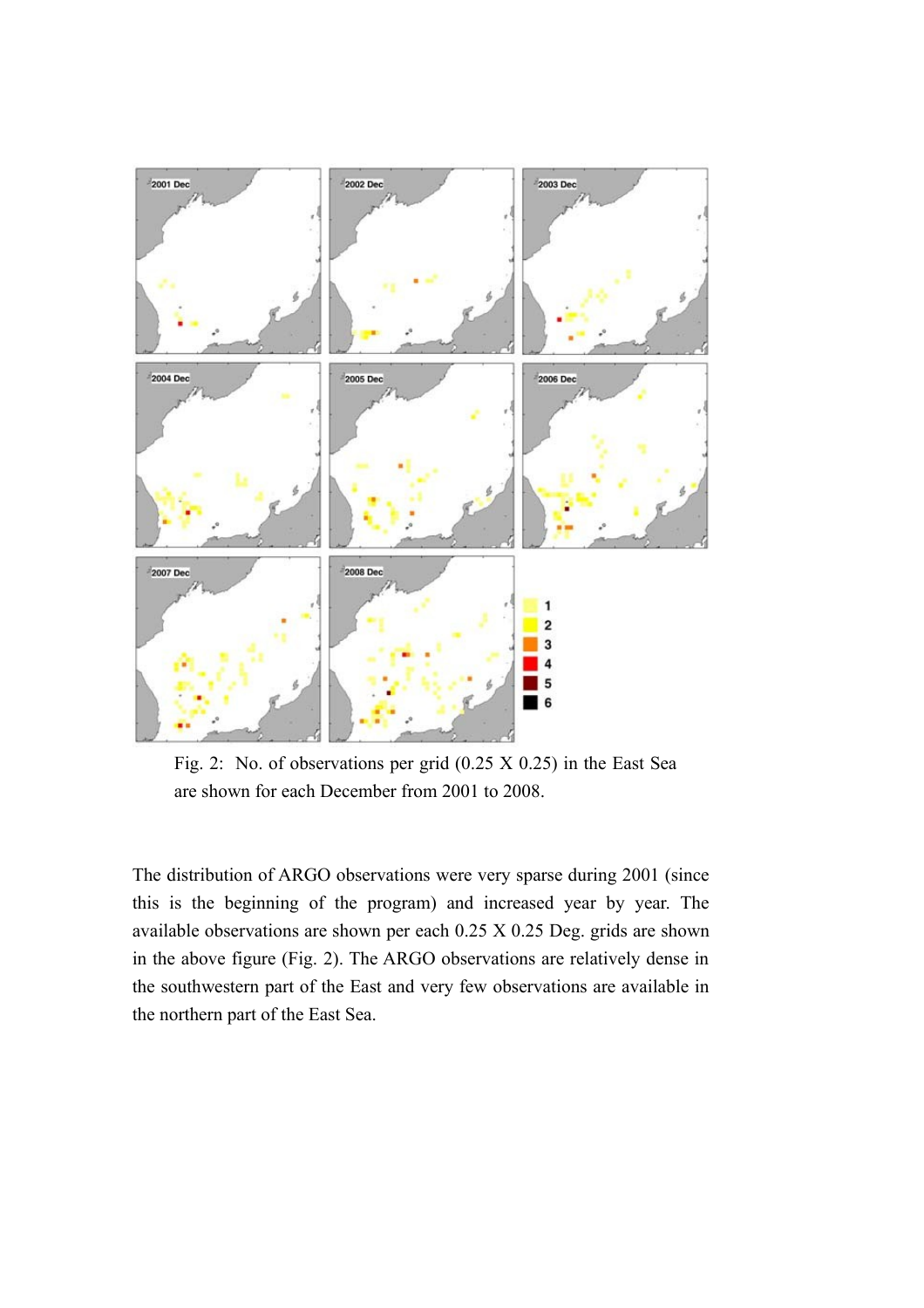2001 Dec

2002 Dec

2003 Dec

2004 Dec

2005 Dec

2006 Dec

2007 Dec

2008 Dec

1
2
3
4
5
6

Fig. 2: No. of observations per grid (0.25 X 0.25) in the East Sea are shown for each December from 2001 to 2008.

The distribution of ARGO observations were very sparse during 2001 (since this is the beginning of the program) and increased year by year. The available observations are shown per each 0.25 X 0.25 Deg. grids are shown in the above figure (Fig. 2). The ARGO observations are relatively dense in the southwestern part of the East and very few observations are available in the northern part of the East Sea.